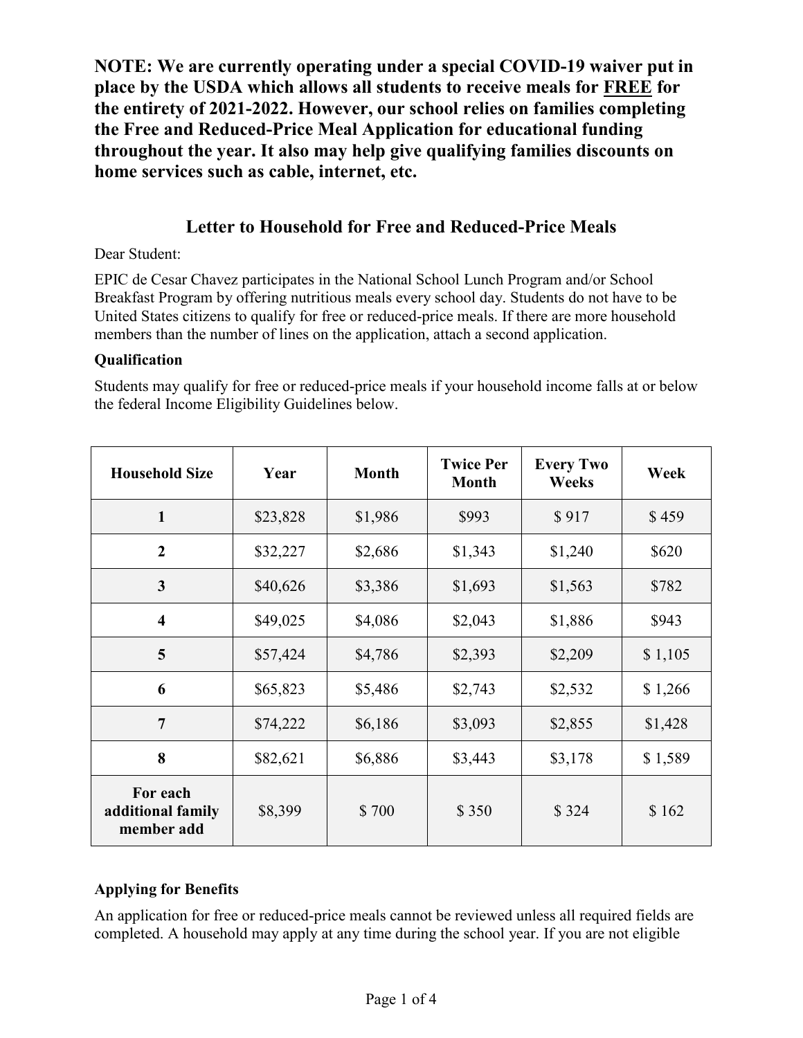**NOTE: We are currently operating under a special COVID-19 waiver put in place by the USDA which allows all students to receive meals for <u>FREE</u> for the entirety of 2021-2022. However, our school relies on families completing the Free and Reduced-Price Meal Application for educational funding throughout the year. It also may help give qualifying families discounts on home services such as cable, internet, etc.**

## Letter to Household for Free and Reduced-Price Meals

Dear Student:

EPIC de Cesar Chavez participates in the National School Lunch Program and/or School Breakfast Program by offering nutritious meals every school day. Students do not have to be United States citizens to qualify for free or reduced-price meals. If there are more household members than the number of lines on the application, attach a second application.

**Qualification**

Students may qualify for free or reduced-price meals if your household income falls at or below the federal Income Eligibility Guidelines below.

| Household Size | Year | Month | Twice Per Month | Every Two Weeks | Week |
|---|---|---|---|---|---|
| **1** | $23,828 | $1,986 | $993 | $ 917 | $ 459 |
| **2** | $32,227 | $2,686 | $1,343 | $1,240 | $620 |
| **3** | $40,626 | $3,386 | $1,693 | $1,563 | $782 |
| **4** | $49,025 | $4,086 | $2,043 | $1,886 | $943 |
| **5** | $57,424 | $4,786 | $2,393 | $2,209 | $ 1,105 |
| **6** | $65,823 | $5,486 | $2,743 | $2,532 | $ 1,266 |
| **7** | $74,222 | $6,186 | $3,093 | $2,855 | $1,428 |
| **8** | $82,621 | $6,886 | $3,443 | $3,178 | $ 1,589 |
| **For each additional family member add** | $8,399 | $ 700 | $ 350 | $ 324 | $ 162 |

**Applying for Benefits**

An application for free or reduced-price meals cannot be reviewed unless all required fields are completed. A household may apply at any time during the school year. If you are not eligible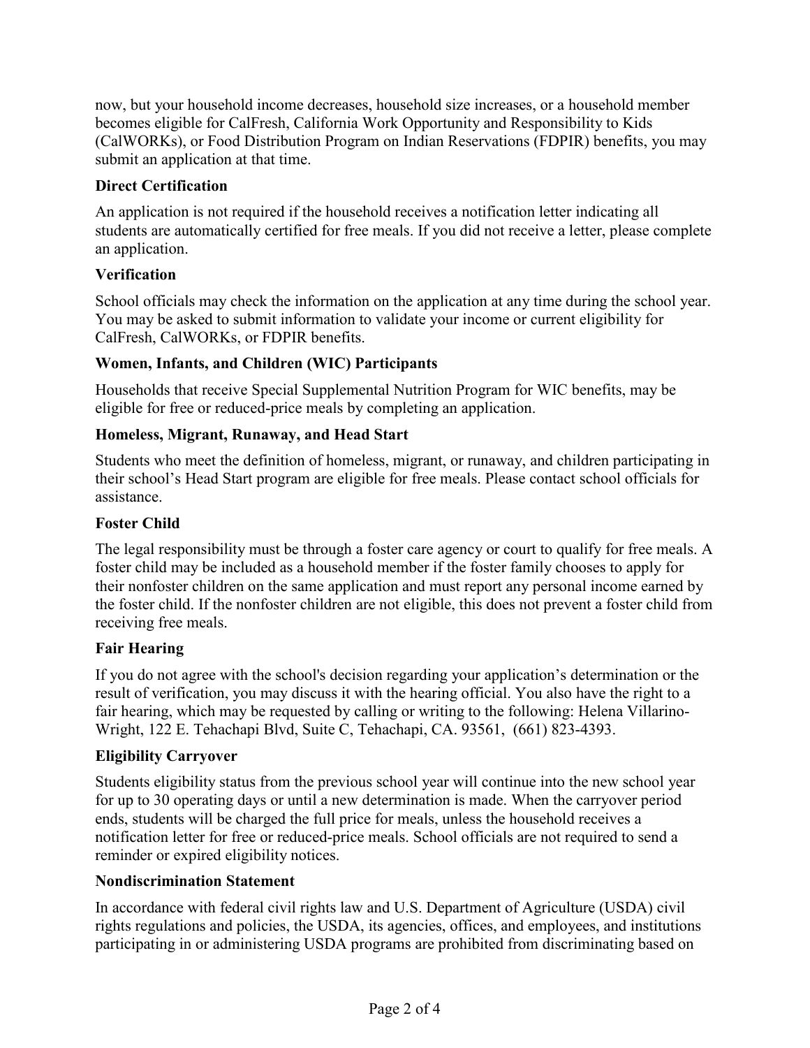now, but your household income decreases, household size increases, or a household member becomes eligible for CalFresh, California Work Opportunity and Responsibility to Kids (CalWORKs), or Food Distribution Program on Indian Reservations (FDPIR) benefits, you may submit an application at that time.

**Direct Certification**

An application is not required if the household receives a notification letter indicating all students are automatically certified for free meals. If you did not receive a letter, please complete an application.

**Verification**

School officials may check the information on the application at any time during the school year. You may be asked to submit information to validate your income or current eligibility for CalFresh, CalWORKs, or FDPIR benefits.

**Women, Infants, and Children (WIC) Participants**

Households that receive Special Supplemental Nutrition Program for WIC benefits, may be eligible for free or reduced-price meals by completing an application.

**Homeless, Migrant, Runaway, and Head Start**

Students who meet the definition of homeless, migrant, or runaway, and children participating in their school's Head Start program are eligible for free meals. Please contact school officials for assistance.

**Foster Child**

The legal responsibility must be through a foster care agency or court to qualify for free meals. A foster child may be included as a household member if the foster family chooses to apply for their nonfoster children on the same application and must report any personal income earned by the foster child. If the nonfoster children are not eligible, this does not prevent a foster child from receiving free meals.

**Fair Hearing**

If you do not agree with the school's decision regarding your application's determination or the result of verification, you may discuss it with the hearing official. You also have the right to a fair hearing, which may be requested by calling or writing to the following: Helena Villarino-Wright, 122 E. Tehachapi Blvd, Suite C, Tehachapi, CA. 93561, (661) 823-4393.

**Eligibility Carryover**

Students eligibility status from the previous school year will continue into the new school year for up to 30 operating days or until a new determination is made. When the carryover period ends, students will be charged the full price for meals, unless the household receives a notification letter for free or reduced-price meals. School officials are not required to send a reminder or expired eligibility notices.

**Nondiscrimination Statement**

In accordance with federal civil rights law and U.S. Department of Agriculture (USDA) civil rights regulations and policies, the USDA, its agencies, offices, and employees, and institutions participating in or administering USDA programs are prohibited from discriminating based on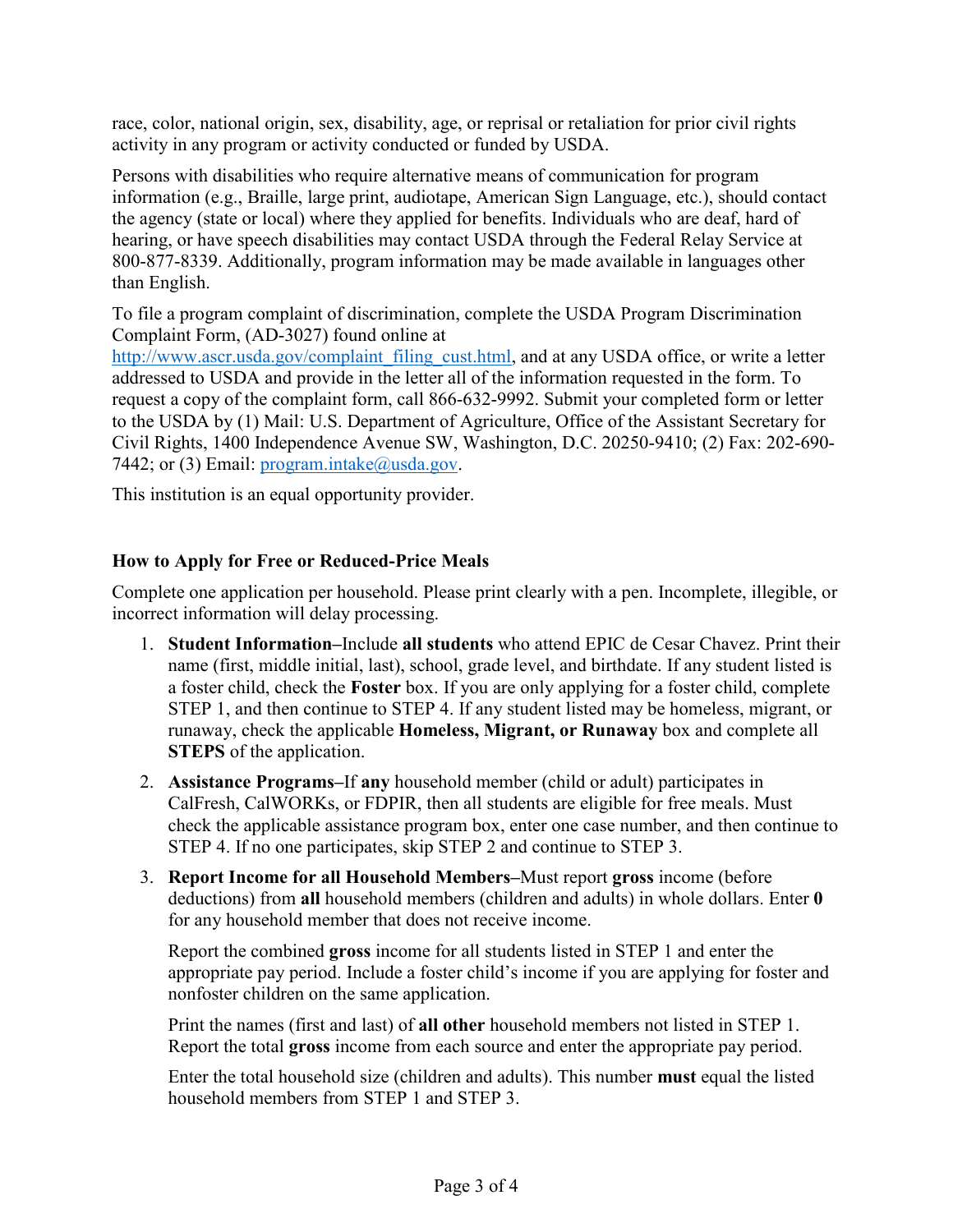race, color, national origin, sex, disability, age, or reprisal or retaliation for prior civil rights activity in any program or activity conducted or funded by USDA.

Persons with disabilities who require alternative means of communication for program information (e.g., Braille, large print, audiotape, American Sign Language, etc.), should contact the agency (state or local) where they applied for benefits. Individuals who are deaf, hard of hearing, or have speech disabilities may contact USDA through the Federal Relay Service at 800-877-8339. Additionally, program information may be made available in languages other than English.

To file a program complaint of discrimination, complete the USDA Program Discrimination Complaint Form, (AD-3027) found online at http://www.ascr.usda.gov/complaint_filing_cust.html, and at any USDA office, or write a letter addressed to USDA and provide in the letter all of the information requested in the form. To request a copy of the complaint form, call 866-632-9992. Submit your completed form or letter to the USDA by (1) Mail: U.S. Department of Agriculture, Office of the Assistant Secretary for Civil Rights, 1400 Independence Avenue SW, Washington, D.C. 20250-9410; (2) Fax: 202-690-7442; or (3) Email: program.intake@usda.gov.

This institution is an equal opportunity provider.

### How to Apply for Free or Reduced-Price Meals

Complete one application per household. Please print clearly with a pen. Incomplete, illegible, or incorrect information will delay processing.

1. **Student Information–**Include **all students** who attend EPIC de Cesar Chavez. Print their name (first, middle initial, last), school, grade level, and birthdate. If any student listed is a foster child, check the **Foster** box. If you are only applying for a foster child, complete STEP 1, and then continue to STEP 4. If any student listed may be homeless, migrant, or runaway, check the applicable **Homeless, Migrant, or Runaway** box and complete all **STEPS** of the application.
2. **Assistance Programs–**If **any** household member (child or adult) participates in CalFresh, CalWORKs, or FDPIR, then all students are eligible for free meals. Must check the applicable assistance program box, enter one case number, and then continue to STEP 4. If no one participates, skip STEP 2 and continue to STEP 3.
3. **Report Income for all Household Members–**Must report **gross** income (before deductions) from **all** household members (children and adults) in whole dollars. Enter **0** for any household member that does not receive income.

   Report the combined **gross** income for all students listed in STEP 1 and enter the appropriate pay period. Include a foster child's income if you are applying for foster and nonfoster children on the same application.

   Print the names (first and last) of **all other** household members not listed in STEP 1. Report the total **gross** income from each source and enter the appropriate pay period.

   Enter the total household size (children and adults). This number **must** equal the listed household members from STEP 1 and STEP 3.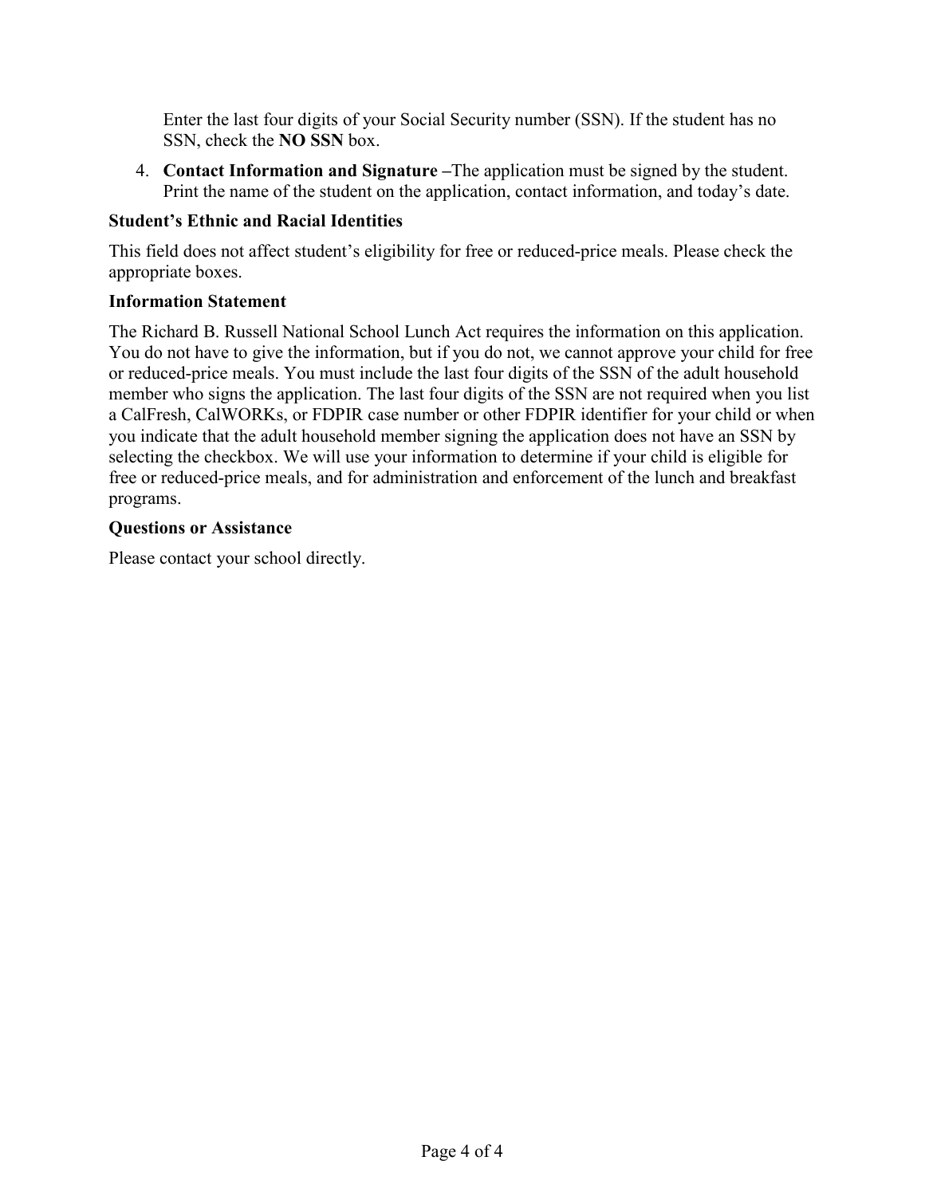Enter the last four digits of your Social Security number (SSN). If the student has no SSN, check the **NO SSN** box.

4. **Contact Information and Signature –**The application must be signed by the student. Print the name of the student on the application, contact information, and today's date.

**Student's Ethnic and Racial Identities**

This field does not affect student's eligibility for free or reduced-price meals. Please check the appropriate boxes.

**Information Statement**

The Richard B. Russell National School Lunch Act requires the information on this application. You do not have to give the information, but if you do not, we cannot approve your child for free or reduced-price meals. You must include the last four digits of the SSN of the adult household member who signs the application. The last four digits of the SSN are not required when you list a CalFresh, CalWORKs, or FDPIR case number or other FDPIR identifier for your child or when you indicate that the adult household member signing the application does not have an SSN by selecting the checkbox. We will use your information to determine if your child is eligible for free or reduced-price meals, and for administration and enforcement of the lunch and breakfast programs.

**Questions or Assistance**

Please contact your school directly.